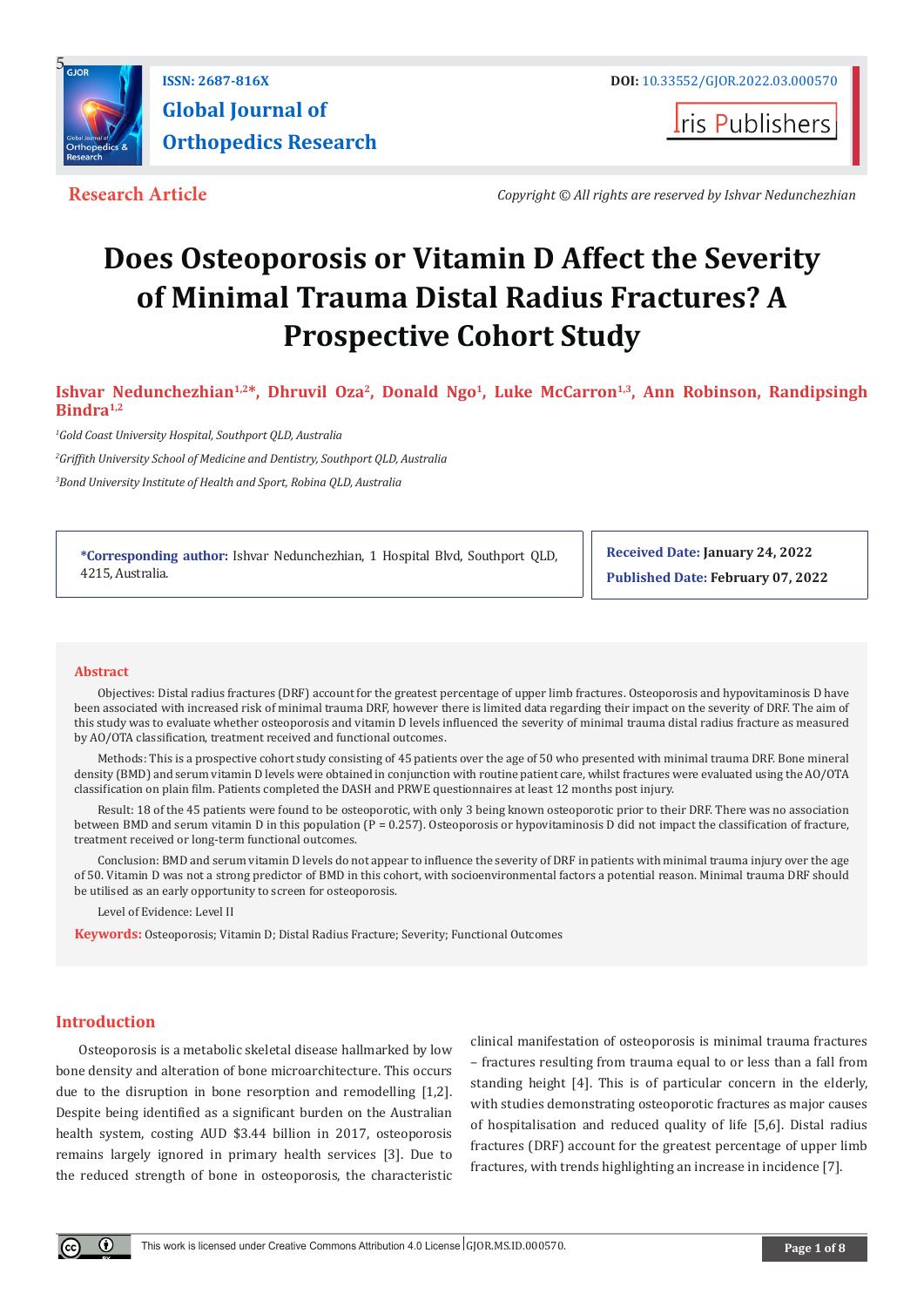Research Article

Copyright © All rights are reserved by Ishvar Neduncheziahn

# Does Osteoporosis or Vitamin D Affect the Severity of Minimal Trauma Distal Radius Fractures? A Prospective Cohort Study

**Ishvar Neduncheziahn[1,2]*, Dhruvil Oza[2], Donald Ngo[1], Luke McCarron[1,3], Ann Robinson, Randipsingh Bindra[1,2]**

[1]*Gold Coast University Hospital, Southport QLD, Australia*

[2]*Griffith University School of Medicine and Dentistry, Southport QLD, Australia*

[3]*Bond University Institute of Health and Sport, Robina QLD, Australia*

**\*Corresponding author:** Ishvar Neduncheziahn, 1 Hospital Blvd, Southport QLD, 4215, Australia.

**Received Date:** January 24, 2022

**Published Date:** February 07, 2022

## Abstract

Objectives: Distal radius fractures (DRF) account for the greatest percentage of upper limb fractures. Osteoporosis and hypovitaminosis D have been associated with increased risk of minimal trauma DRF, however there is limited data regarding their impact on the severity of DRF. The aim of this study was to evaluate whether osteoporosis and vitamin D levels influenced the severity of minimal trauma distal radius fracture as measured by AO/OTA classification, treatment received and functional outcomes.

Methods: This is a prospective cohort study consisting of 45 patients over the age of 50 who presented with minimal trauma DRF. Bone mineral density (BMD) and serum vitamin D levels were obtained in conjunction with routine patient care, whilst fractures were evaluated using the AO/OTA classification on plain film. Patients completed the DASH and PRWE questionnaires at least 12 months post injury.

Result: 18 of the 45 patients were found to be osteoporotic, with only 3 being known osteoporotic prior to their DRF. There was no association between BMD and serum vitamin D in this population (P = 0.257). Osteoporosis or hypovitaminosis D did not impact the classification of fracture, treatment received or long-term functional outcomes.

Conclusion: BMD and serum vitamin D levels do not appear to influence the severity of DRF in patients with minimal trauma injury over the age of 50. Vitamin D was not a strong predictor of BMD in this cohort, with socioenvironmental factors a potential reason. Minimal trauma DRF should be utilised as an early opportunity to screen for osteoporosis.

Level of Evidence: Level II

**Keywords:** Osteoporosis; Vitamin D; Distal Radius Fracture; Severity; Functional Outcomes

## Introduction

Osteoporosis is a metabolic skeletal disease hallmarked by low bone density and alteration of bone microarchitecture. This occurs due to the disruption in bone resorption and remodelling [1,2]. Despite being identified as a significant burden on the Australian health system, costing AUD $3.44 billion in 2017, osteoporosis remains largely ignored in primary health services [3]. Due to the reduced strength of bone in osteoporosis, the characteristic clinical manifestation of osteoporosis is minimal trauma fractures – fractures resulting from trauma equal to or less than a fall from standing height [4]. This is of particular concern in the elderly, with studies demonstrating osteoporotic fractures as major causes of hospitalisation and reduced quality of life [5,6]. Distal radius fractures (DRF) account for the greatest percentage of upper limb fractures, with trends highlighting an increase in incidence [7].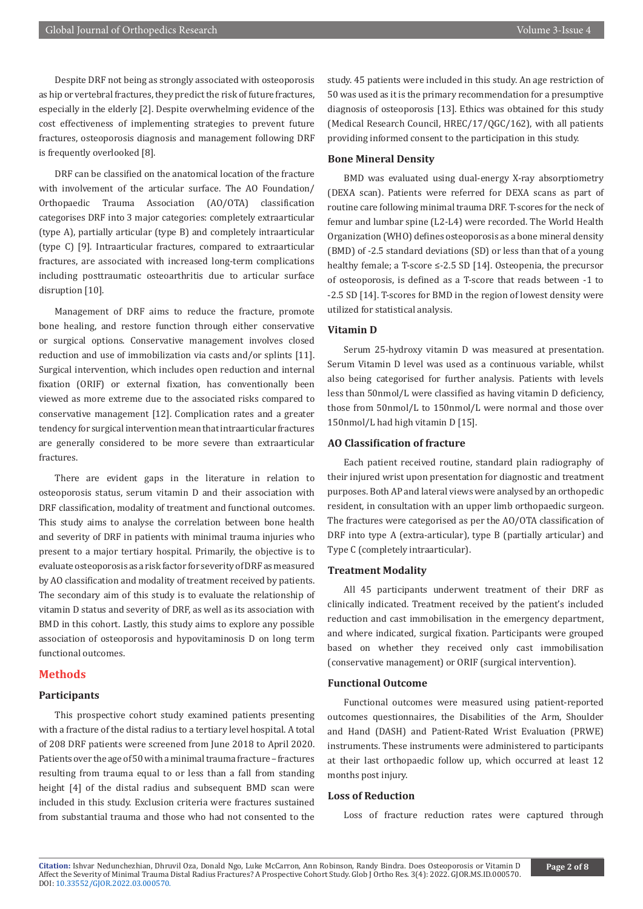Despite DRF not being as strongly associated with osteoporosis as hip or vertebral fractures, they predict the risk of future fractures, especially in the elderly [2]. Despite overwhelming evidence of the cost effectiveness of implementing strategies to prevent future fractures, osteoporosis diagnosis and management following DRF is frequently overlooked [8].

DRF can be classified on the anatomical location of the fracture with involvement of the articular surface. The AO Foundation/ Orthopaedic Trauma Association (AO/OTA) classification categorises DRF into 3 major categories: completely extraarticular (type A), partially articular (type B) and completely intraarticular (type C) [9]. Intraarticular fractures, compared to extraarticular fractures, are associated with increased long-term complications including posttraumatic osteoarthritis due to articular surface disruption [10].

Management of DRF aims to reduce the fracture, promote bone healing, and restore function through either conservative or surgical options. Conservative management involves closed reduction and use of immobilization via casts and/or splints [11]. Surgical intervention, which includes open reduction and internal fixation (ORIF) or external fixation, has conventionally been viewed as more extreme due to the associated risks compared to conservative management [12]. Complication rates and a greater tendency for surgical intervention mean that intraarticular fractures are generally considered to be more severe than extraarticular fractures.

There are evident gaps in the literature in relation to osteoporosis status, serum vitamin D and their association with DRF classification, modality of treatment and functional outcomes. This study aims to analyse the correlation between bone health and severity of DRF in patients with minimal trauma injuries who present to a major tertiary hospital. Primarily, the objective is to evaluate osteoporosis as a risk factor for severity of DRF as measured by AO classification and modality of treatment received by patients. The secondary aim of this study is to evaluate the relationship of vitamin D status and severity of DRF, as well as its association with BMD in this cohort. Lastly, this study aims to explore any possible association of osteoporosis and hypovitaminosis D on long term functional outcomes.

## Methods

### Participants

This prospective cohort study examined patients presenting with a fracture of the distal radius to a tertiary level hospital. A total of 208 DRF patients were screened from June 2018 to April 2020. Patients over the age of 50 with a minimal trauma fracture – fractures resulting from trauma equal to or less than a fall from standing height [4] of the distal radius and subsequent BMD scan were included in this study. Exclusion criteria were fractures sustained from substantial trauma and those who had not consented to the study. 45 patients were included in this study. An age restriction of 50 was used as it is the primary recommendation for a presumptive diagnosis of osteoporosis [13]. Ethics was obtained for this study (Medical Research Council, HREC/17/QGC/162), with all patients providing informed consent to the participation in this study.

### Bone Mineral Density

BMD was evaluated using dual-energy X-ray absorptiometry (DEXA scan). Patients were referred for DEXA scans as part of routine care following minimal trauma DRF. T-scores for the neck of femur and lumbar spine (L2-L4) were recorded. The World Health Organization (WHO) defines osteoporosis as a bone mineral density (BMD) of -2.5 standard deviations (SD) or less than that of a young healthy female; a T-score ≤-2.5 SD [14]. Osteopenia, the precursor of osteoporosis, is defined as a T-score that reads between -1 to -2.5 SD [14]. T-scores for BMD in the region of lowest density were utilized for statistical analysis.

### Vitamin D

Serum 25-hydroxy vitamin D was measured at presentation. Serum Vitamin D level was used as a continuous variable, whilst also being categorised for further analysis. Patients with levels less than 50nmol/L were classified as having vitamin D deficiency, those from 50nmol/L to 150nmol/L were normal and those over 150nmol/L had high vitamin D [15].

### AO Classification of fracture

Each patient received routine, standard plain radiography of their injured wrist upon presentation for diagnostic and treatment purposes. Both AP and lateral views were analysed by an orthopedic resident, in consultation with an upper limb orthopaedic surgeon. The fractures were categorised as per the AO/OTA classification of DRF into type A (extra-articular), type B (partially articular) and Type C (completely intraarticular).

### Treatment Modality

All 45 participants underwent treatment of their DRF as clinically indicated. Treatment received by the patient's included reduction and cast immobilisation in the emergency department, and where indicated, surgical fixation. Participants were grouped based on whether they received only cast immobilisation (conservative management) or ORIF (surgical intervention).

### Functional Outcome

Functional outcomes were measured using patient-reported outcomes questionnaires, the Disabilities of the Arm, Shoulder and Hand (DASH) and Patient-Rated Wrist Evaluation (PRWE) instruments. These instruments were administered to participants at their last orthopaedic follow up, which occurred at least 12 months post injury.

### Loss of Reduction

Loss of fracture reduction rates were captured through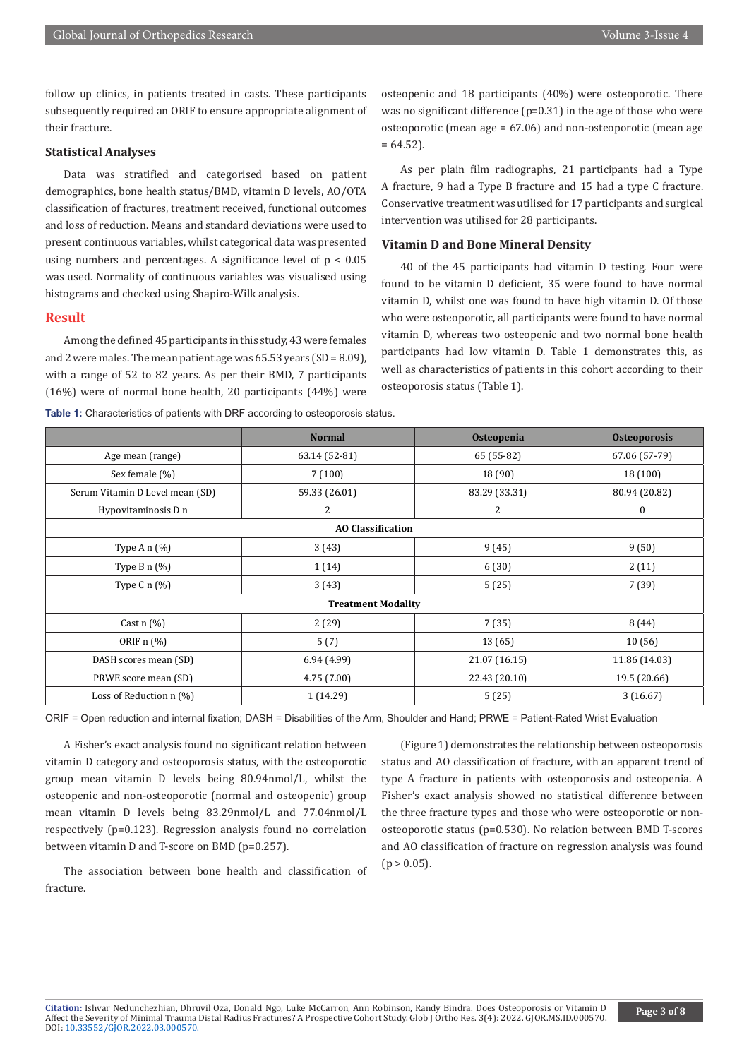follow up clinics, in patients treated in casts. These participants subsequently required an ORIF to ensure appropriate alignment of their fracture.

### Statistical Analyses

Data was stratified and categorised based on patient demographics, bone health status/BMD, vitamin D levels, AO/OTA classification of fractures, treatment received, functional outcomes and loss of reduction. Means and standard deviations were used to present continuous variables, whilst categorical data was presented using numbers and percentages. A significance level of $p < 0.05$ was used. Normality of continuous variables was visualised using histograms and checked using Shapiro-Wilk analysis.

## Result

Among the defined 45 participants in this study, 43 were females and 2 were males. The mean patient age was 65.53 years (SD = 8.09), with a range of 52 to 82 years. As per their BMD, 7 participants (16%) were of normal bone health, 20 participants (44%) were osteopenic and 18 participants (40%) were osteoporotic. There was no significant difference (p=0.31) in the age of those who were osteoporotic (mean age = 67.06) and non-osteoporotic (mean age = 64.52).

As per plain film radiographs, 21 participants had a Type A fracture, 9 had a Type B fracture and 15 had a type C fracture. Conservative treatment was utilised for 17 participants and surgical intervention was utilised for 28 participants.

### Vitamin D and Bone Mineral Density

40 of the 45 participants had vitamin D testing. Four were found to be vitamin D deficient, 35 were found to have normal vitamin D, whilst one was found to have high vitamin D. Of those who were osteoporotic, all participants were found to have normal vitamin D, whereas two osteopenic and two normal bone health participants had low vitamin D. Table 1 demonstrates this, as well as characteristics of patients in this cohort according to their osteoporosis status (Table 1).

**Table 1:** Characteristics of patients with DRF according to osteoporosis status.

| | Normal | Osteopenia | Osteoporosis |
|---|---|---|---|
| Age mean (range) | 63.14 (52-81) | 65 (55-82) | 67.06 (57-79) |
| Sex female (%) | 7 (100) | 18 (90) | 18 (100) |
| Serum Vitamin D Level mean (SD) | 59.33 (26.01) | 83.29 (33.31) | 80.94 (20.82) |
| Hypovitaminosis D n | 2 | 2 | 0 |
| **AO Classification** | | | |
| Type A n (%) | 3 (43) | 9 (45) | 9 (50) |
| Type B n (%) | 1 (14) | 6 (30) | 2 (11) |
| Type C n (%) | 3 (43) | 5 (25) | 7 (39) |
| **Treatment Modality** | | | |
| Cast n (%) | 2 (29) | 7 (35) | 8 (44) |
| ORIF n (%) | 5 (7) | 13 (65) | 10 (56) |
| DASH scores mean (SD) | 6.94 (4.99) | 21.07 (16.15) | 11.86 (14.03) |
| PRWE score mean (SD) | 4.75 (7.00) | 22.43 (20.10) | 19.5 (20.66) |
| Loss of Reduction n (%) | 1 (14.29) | 5 (25) | 3 (16.67) |

ORIF = Open reduction and internal fixation; DASH = Disabilities of the Arm, Shoulder and Hand; PRWE = Patient-Rated Wrist Evaluation

A Fisher's exact analysis found no significant relation between vitamin D category and osteoporosis status, with the osteoporotic group mean vitamin D levels being 80.94nmol/L, whilst the osteopenic and non-osteoporotic (normal and osteopenic) group mean vitamin D levels being 83.29nmol/L and 77.04nmol/L respectively (p=0.123). Regression analysis found no correlation between vitamin D and T-score on BMD (p=0.257).

The association between bone health and classification of fracture.

(Figure 1) demonstrates the relationship between osteoporosis status and AO classification of fracture, with an apparent trend of type A fracture in patients with osteoporosis and osteopenia. A Fisher's exact analysis showed no statistical difference between the three fracture types and those who were osteoporotic or non-osteoporotic status (p=0.530). No relation between BMD T-scores and AO classification of fracture on regression analysis was found ($p > 0.05$).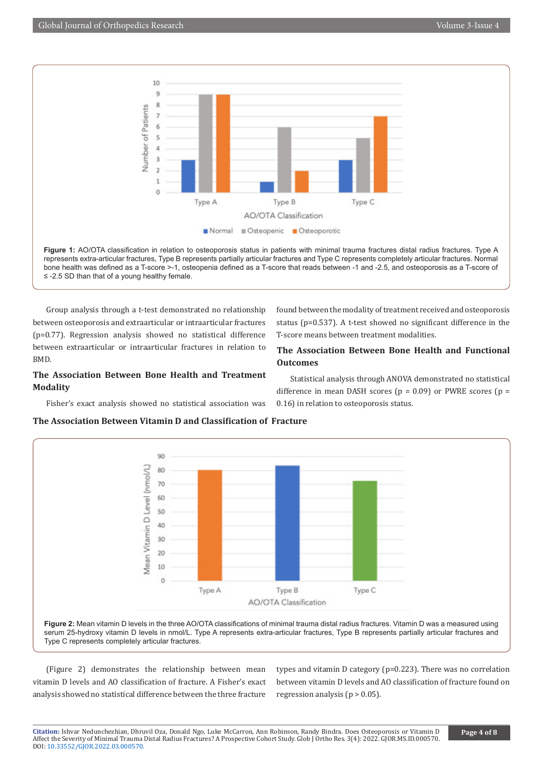**Figure 1:** AO/OTA classification in relation to osteoporosis status in patients with minimal trauma fractures distal radius fractures. Type A represents extra-articular fractures, Type B represents partially articular fractures and Type C represents completely articular fractures. Normal bone health was defined as a T-score >-1, osteopenia defined as a T-score that reads between -1 and -2.5, and osteoporosis as a T-score of ≤ -2.5 SD than that of a young healthy female.

Group analysis through a t-test demonstrated no relationship between osteoporosis and extraarticular or intraarticular fractures (p=0.77). Regression analysis showed no statistical difference between extraarticular or intraarticular fractures in relation to BMD.

## The Association Between Bone Health and Treatment Modality

Fisher's exact analysis showed no statistical association was found between the modality of treatment received and osteoporosis status (p=0.537). A t-test showed no significant difference in the T-score means between treatment modalities.

## The Association Between Bone Health and Functional Outcomes

Statistical analysis through ANOVA demonstrated no statistical difference in mean DASH scores (p = 0.09) or PWRE scores (p = 0.16) in relation to osteoporosis status.

## The Association Between Vitamin D and Classification of Fracture

**Figure 2:** Mean vitamin D levels in the three AO/OTA classifications of minimal trauma distal radius fractures. Vitamin D was a measured using serum 25-hydroxy vitamin D levels in nmol/L. Type A represents extra-articular fractures, Type B represents partially articular fractures and Type C represents completely articular fractures.

(Figure 2) demonstrates the relationship between mean vitamin D levels and AO classification of fracture. A Fisher's exact analysis showed no statistical difference between the three fracture types and vitamin D category (p=0.223). There was no correlation between vitamin D levels and AO classification of fracture found on regression analysis (p > 0.05).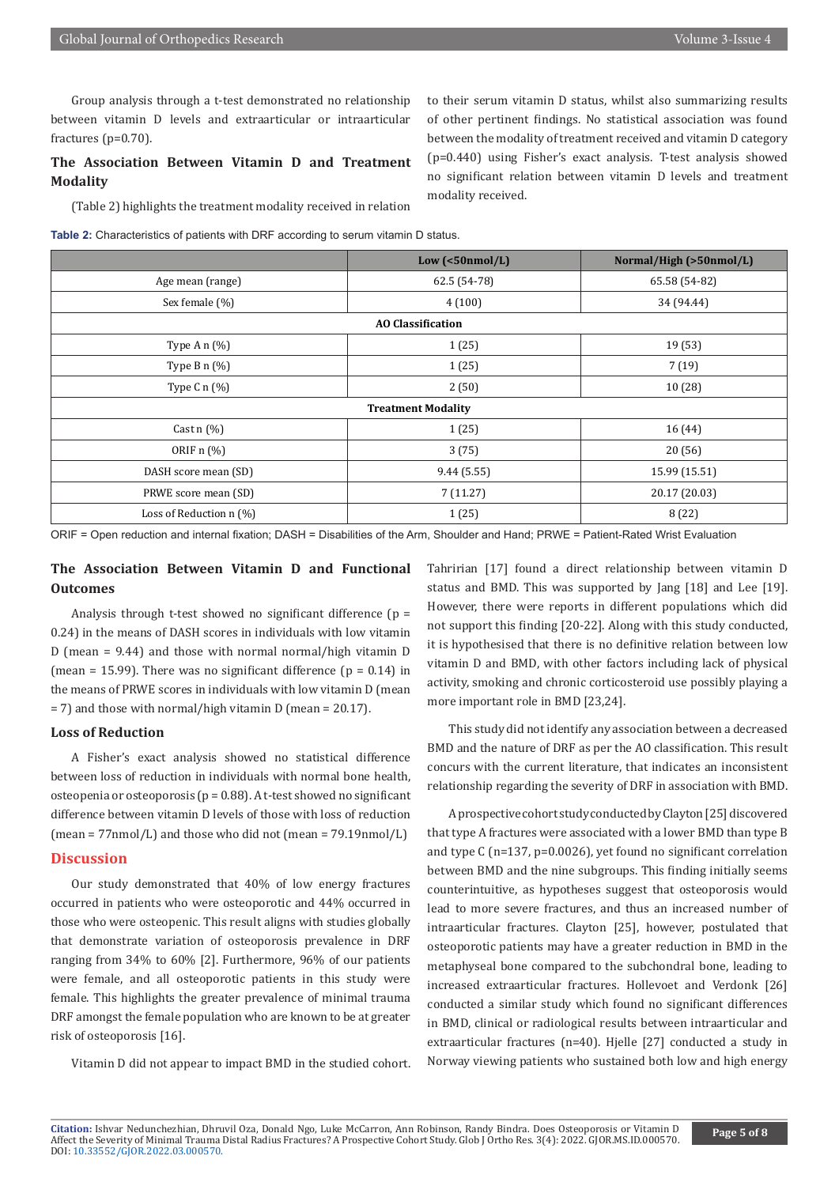Group analysis through a t-test demonstrated no relationship between vitamin D levels and extraarticular or intraarticular fractures (p=0.70).

### The Association Between Vitamin D and Treatment Modality

(Table 2) highlights the treatment modality received in relation to their serum vitamin D status, whilst also summarizing results of other pertinent findings. No statistical association was found between the modality of treatment received and vitamin D category (p=0.440) using Fisher's exact analysis. T-test analysis showed no significant relation between vitamin D levels and treatment modality received.

**Table 2:** Characteristics of patients with DRF according to serum vitamin D status.

| | Low (<50nmol/L) | Normal/High (>50nmol/L) |
|---|---|---|
| Age mean (range) | 62.5 (54-78) | 65.58 (54-82) |
| Sex female (%) | 4 (100) | 34 (94.44) |
| **AO Classification** | | |
| Type A n (%) | 1 (25) | 19 (53) |
| Type B n (%) | 1 (25) | 7 (19) |
| Type C n (%) | 2 (50) | 10 (28) |
| **Treatment Modality** | | |
| Cast n (%) | 1 (25) | 16 (44) |
| ORIF n (%) | 3 (75) | 20 (56) |
| DASH score mean (SD) | 9.44 (5.55) | 15.99 (15.51) |
| PRWE score mean (SD) | 7 (11.27) | 20.17 (20.03) |
| Loss of Reduction n (%) | 1 (25) | 8 (22) |

ORIF = Open reduction and internal fixation; DASH = Disabilities of the Arm, Shoulder and Hand; PRWE = Patient-Rated Wrist Evaluation

### The Association Between Vitamin D and Functional Outcomes

Analysis through t-test showed no significant difference (p = 0.24) in the means of DASH scores in individuals with low vitamin D (mean = 9.44) and those with normal normal/high vitamin D (mean = 15.99). There was no significant difference (p = 0.14) in the means of PRWE scores in individuals with low vitamin D (mean = 7) and those with normal/high vitamin D (mean = 20.17).

### Loss of Reduction

A Fisher's exact analysis showed no statistical difference between loss of reduction in individuals with normal bone health, osteopenia or osteoporosis (p = 0.88). A t-test showed no significant difference between vitamin D levels of those with loss of reduction (mean = 77nmol/L) and those who did not (mean = 79.19nmol/L)

## Discussion

Our study demonstrated that 40% of low energy fractures occurred in patients who were osteoporotic and 44% occurred in those who were osteopenic. This result aligns with studies globally that demonstrate variation of osteoporosis prevalence in DRF ranging from 34% to 60% [2]. Furthermore, 96% of our patients were female, and all osteoporotic patients in this study were female. This highlights the greater prevalence of minimal trauma DRF amongst the female population who are known to be at greater risk of osteoporosis [16].

Vitamin D did not appear to impact BMD in the studied cohort. Tahririan [17] found a direct relationship between vitamin D status and BMD. This was supported by Jang [18] and Lee [19]. However, there were reports in different populations which did not support this finding [20-22]. Along with this study conducted, it is hypothesised that there is no definitive relation between low vitamin D and BMD, with other factors including lack of physical activity, smoking and chronic corticosteroid use possibly playing a more important role in BMD [23,24].

This study did not identify any association between a decreased BMD and the nature of DRF as per the AO classification. This result concurs with the current literature, that indicates an inconsistent relationship regarding the severity of DRF in association with BMD.

A prospective cohort study conducted by Clayton [25] discovered that type A fractures were associated with a lower BMD than type B and type C (n=137, p=0.0026), yet found no significant correlation between BMD and the nine subgroups. This finding initially seems counterintuitive, as hypotheses suggest that osteoporosis would lead to more severe fractures, and thus an increased number of intraarticular fractures. Clayton [25], however, postulated that osteoporotic patients may have a greater reduction in BMD in the metaphyseal bone compared to the subchondral bone, leading to increased extraarticular fractures. Hollevoet and Verdonk [26] conducted a similar study which found no significant differences in BMD, clinical or radiological results between intraarticular and extraarticular fractures (n=40). Hjelle [27] conducted a study in Norway viewing patients who sustained both low and high energy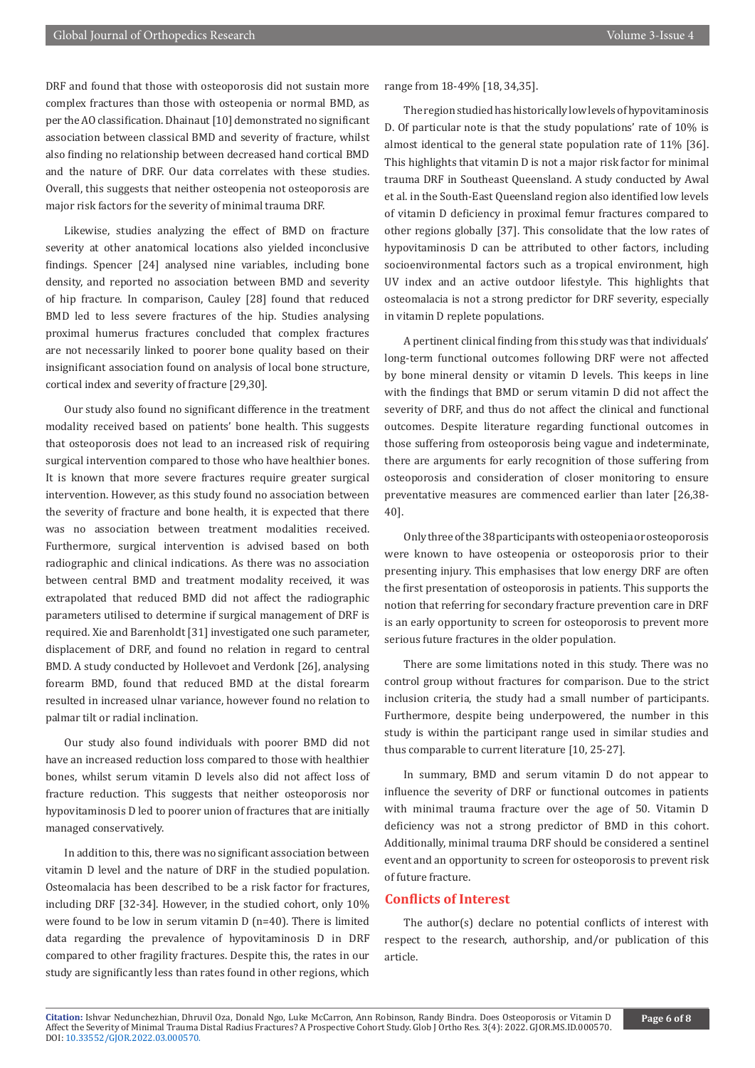DRF and found that those with osteoporosis did not sustain more complex fractures than those with osteopenia or normal BMD, as per the AO classification. Dhainaut [10] demonstrated no significant association between classical BMD and severity of fracture, whilst also finding no relationship between decreased hand cortical BMD and the nature of DRF. Our data correlates with these studies. Overall, this suggests that neither osteopenia not osteoporosis are major risk factors for the severity of minimal trauma DRF.

Likewise, studies analyzing the effect of BMD on fracture severity at other anatomical locations also yielded inconclusive findings. Spencer [24] analysed nine variables, including bone density, and reported no association between BMD and severity of hip fracture. In comparison, Cauley [28] found that reduced BMD led to less severe fractures of the hip. Studies analysing proximal humerus fractures concluded that complex fractures are not necessarily linked to poorer bone quality based on their insignificant association found on analysis of local bone structure, cortical index and severity of fracture [29,30].

Our study also found no significant difference in the treatment modality received based on patients' bone health. This suggests that osteoporosis does not lead to an increased risk of requiring surgical intervention compared to those who have healthier bones. It is known that more severe fractures require greater surgical intervention. However, as this study found no association between the severity of fracture and bone health, it is expected that there was no association between treatment modalities received. Furthermore, surgical intervention is advised based on both radiographic and clinical indications. As there was no association between central BMD and treatment modality received, it was extrapolated that reduced BMD did not affect the radiographic parameters utilised to determine if surgical management of DRF is required. Xie and Barenholdt [31] investigated one such parameter, displacement of DRF, and found no relation in regard to central BMD. A study conducted by Hollevoet and Verdonk [26], analysing forearm BMD, found that reduced BMD at the distal forearm resulted in increased ulnar variance, however found no relation to palmar tilt or radial inclination.

Our study also found individuals with poorer BMD did not have an increased reduction loss compared to those with healthier bones, whilst serum vitamin D levels also did not affect loss of fracture reduction. This suggests that neither osteoporosis nor hypovitaminosis D led to poorer union of fractures that are initially managed conservatively.

In addition to this, there was no significant association between vitamin D level and the nature of DRF in the studied population. Osteomalacia has been described to be a risk factor for fractures, including DRF [32-34]. However, in the studied cohort, only 10% were found to be low in serum vitamin D (n=40). There is limited data regarding the prevalence of hypovitaminosis D in DRF compared to other fragility fractures. Despite this, the rates in our study are significantly less than rates found in other regions, which range from 18-49% [18, 34,35].

The region studied has historically low levels of hypovitaminosis D. Of particular note is that the study populations' rate of 10% is almost identical to the general state population rate of 11% [36]. This highlights that vitamin D is not a major risk factor for minimal trauma DRF in Southeast Queensland. A study conducted by Awal et al. in the South-East Queensland region also identified low levels of vitamin D deficiency in proximal femur fractures compared to other regions globally [37]. This consolidate that the low rates of hypovitaminosis D can be attributed to other factors, including socioenvironmental factors such as a tropical environment, high UV index and an active outdoor lifestyle. This highlights that osteomalacia is not a strong predictor for DRF severity, especially in vitamin D replete populations.

A pertinent clinical finding from this study was that individuals' long-term functional outcomes following DRF were not affected by bone mineral density or vitamin D levels. This keeps in line with the findings that BMD or serum vitamin D did not affect the severity of DRF, and thus do not affect the clinical and functional outcomes. Despite literature regarding functional outcomes in those suffering from osteoporosis being vague and indeterminate, there are arguments for early recognition of those suffering from osteoporosis and consideration of closer monitoring to ensure preventative measures are commenced earlier than later [26,38-40].

Only three of the 38 participants with osteopenia or osteoporosis were known to have osteopenia or osteoporosis prior to their presenting injury. This emphasises that low energy DRF are often the first presentation of osteoporosis in patients. This supports the notion that referring for secondary fracture prevention care in DRF is an early opportunity to screen for osteoporosis to prevent more serious future fractures in the older population.

There are some limitations noted in this study. There was no control group without fractures for comparison. Due to the strict inclusion criteria, the study had a small number of participants. Furthermore, despite being underpowered, the number in this study is within the participant range used in similar studies and thus comparable to current literature [10, 25-27].

In summary, BMD and serum vitamin D do not appear to influence the severity of DRF or functional outcomes in patients with minimal trauma fracture over the age of 50. Vitamin D deficiency was not a strong predictor of BMD in this cohort. Additionally, minimal trauma DRF should be considered a sentinel event and an opportunity to screen for osteoporosis to prevent risk of future fracture.

## Conflicts of Interest

The author(s) declare no potential conflicts of interest with respect to the research, authorship, and/or publication of this article.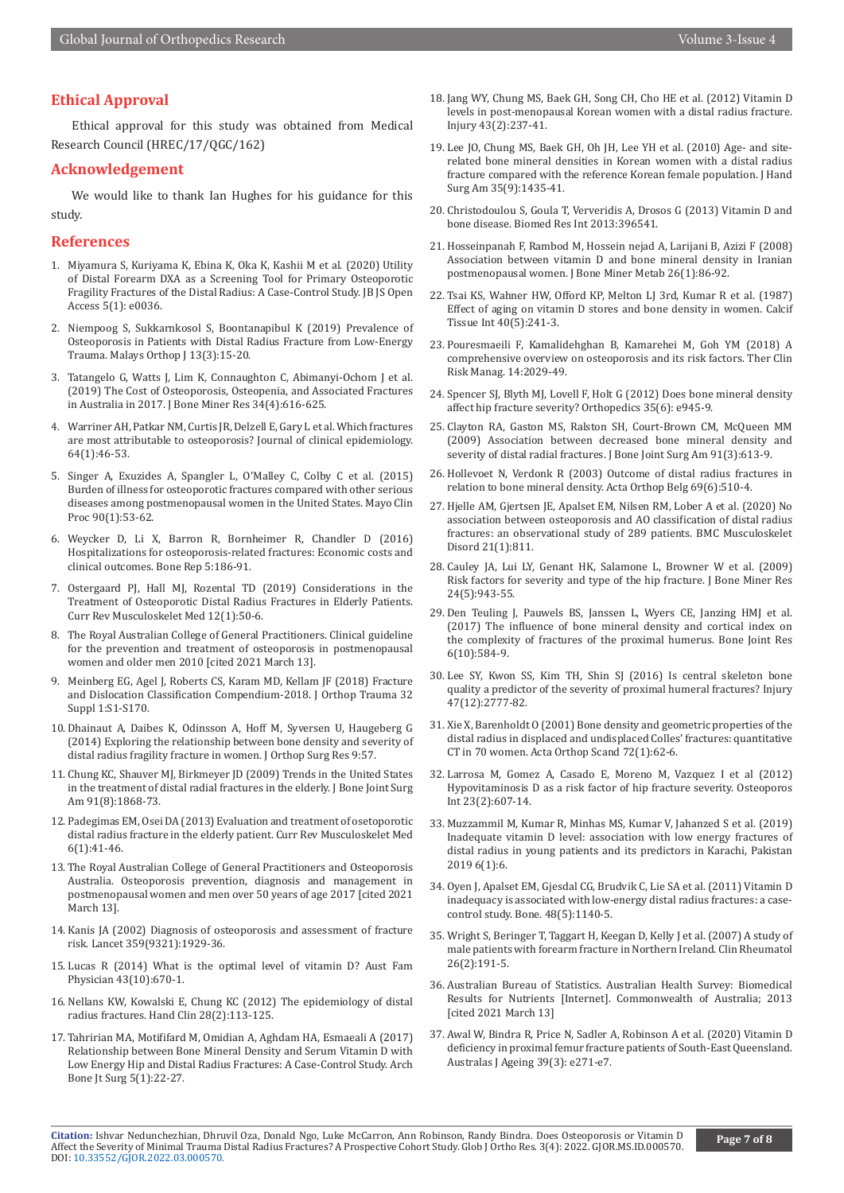## Ethical Approval

Ethical approval for this study was obtained from Medical Research Council (HREC/17/QGC/162)

## Acknowledgement

We would like to thank Ian Hughes for his guidance for this study.

## References

1. Miyamura S, Kuriyama K, Ebina K, Oka K, Kashii M et al. (2020) Utility of Distal Forearm DXA as a Screening Tool for Primary Osteoporotic Fragility Fractures of the Distal Radius: A Case-Control Study. JB JS Open Access 5(1): e0036.
2. Niempoog S, Sukkarnkosol S, Boontanapibul K (2019) Prevalence of Osteoporosis in Patients with Distal Radius Fracture from Low-Energy Trauma. Malays Orthop J 13(3):15-20.
3. Tatangelo G, Watts J, Lim K, Connaughton C, Abimanyi-Ochom J et al. (2019) The Cost of Osteoporosis, Osteopenia, and Associated Fractures in Australia in 2017. J Bone Miner Res 34(4):616-625.
4. Warriner AH, Patkar NM, Curtis JR, Delzell E, Gary L et al. Which fractures are most attributable to osteoporosis? Journal of clinical epidemiology. 64(1):46-53.
5. Singer A, Exuzides A, Spangler L, O'Malley C, Colby C et al. (2015) Burden of illness for osteoporotic fractures compared with other serious diseases among postmenopausal women in the United States. Mayo Clin Proc 90(1):53-62.
6. Weycker D, Li X, Barron R, Bornheimer R, Chandler D (2016) Hospitalizations for osteoporosis-related fractures: Economic costs and clinical outcomes. Bone Rep 5:186-91.
7. Ostergaard PJ, Hall MJ, Rozental TD (2019) Considerations in the Treatment of Osteoporotic Distal Radius Fractures in Elderly Patients. Curr Rev Musculoskelet Med 12(1):50-6.
8. The Royal Australian College of General Practitioners. Clinical guideline for the prevention and treatment of osteoporosis in postmenopausal women and older men 2010 [cited 2021 March 13].
9. Meinberg EG, Agel J, Roberts CS, Karam MD, Kellam JF (2018) Fracture and Dislocation Classification Compendium-2018. J Orthop Trauma 32 Suppl 1:S1-S170.
10. Dhainaut A, Daibes K, Odinsson A, Hoff M, Syversen U, Haugeberg G (2014) Exploring the relationship between bone density and severity of distal radius fragility fracture in women. J Orthop Surg Res 9:57.
11. Chung KC, Shauver MJ, Birkmeyer JD (2009) Trends in the United States in the treatment of distal radial fractures in the elderly. J Bone Joint Surg Am 91(8):1868-73.
12. Padegimas EM, Osei DA (2013) Evaluation and treatment of osetoporotic distal radius fracture in the elderly patient. Curr Rev Musculoskelet Med 6(1):41-46.
13. The Royal Australian College of General Practitioners and Osteoporosis Australia. Osteoporosis prevention, diagnosis and management in postmenopausal women and men over 50 years of age 2017 [cited 2021 March 13].
14. Kanis JA (2002) Diagnosis of osteoporosis and assessment of fracture risk. Lancet 359(9321):1929-36.
15. Lucas R (2014) What is the optimal level of vitamin D? Aust Fam Physician 43(10):670-1.
16. Nellans KW, Kowalski E, Chung KC (2012) The epidemiology of distal radius fractures. Hand Clin 28(2):113-125.
17. Tahririan MA, Motififard M, Omidian A, Aghdam HA, Esmaeali A (2017) Relationship between Bone Mineral Density and Serum Vitamin D with Low Energy Hip and Distal Radius Fractures: A Case-Control Study. Arch Bone Jt Surg 5(1):22-27.
18. Jang WY, Chung MS, Baek GH, Song CH, Cho HE et al. (2012) Vitamin D levels in post-menopausal Korean women with a distal radius fracture. Injury 43(2):237-41.
19. Lee JO, Chung MS, Baek GH, Oh JH, Lee YH et al. (2010) Age- and site-related bone mineral densities in Korean women with a distal radius fracture compared with the reference Korean female population. J Hand Surg Am 35(9):1435-41.
20. Christodoulou S, Goula T, Ververidis A, Drosos G (2013) Vitamin D and bone disease. Biomed Res Int 2013:396541.
21. Hosseinpanah F, Rambod M, Hossein nejad A, Larijani B, Azizi F (2008) Association between vitamin D and bone mineral density in Iranian postmenopausal women. J Bone Miner Metab 26(1):86-92.
22. Tsai KS, Wahner HW, Offord KP, Melton LJ 3rd, Kumar R et al. (1987) Effect of aging on vitamin D stores and bone density in women. Calcif Tissue Int 40(5):241-3.
23. Pouresmaeili F, Kamalidehghan B, Kamarehei M, Goh YM (2018) A comprehensive overview on osteoporosis and its risk factors. Ther Clin Risk Manag. 14:2029-49.
24. Spencer SJ, Blyth MJ, Lovell F, Holt G (2012) Does bone mineral density affect hip fracture severity? Orthopedics 35(6): e945-9.
25. Clayton RA, Gaston MS, Ralston SH, Court-Brown CM, McQueen MM (2009) Association between decreased bone mineral density and severity of distal radial fractures. J Bone Joint Surg Am 91(3):613-9.
26. Hollevoet N, Verdonk R (2003) Outcome of distal radius fractures in relation to bone mineral density. Acta Orthop Belg 69(6):510-4.
27. Hjelle AM, Gjertsen JE, Apalset EM, Nilsen RM, Lober A et al. (2020) No association between osteoporosis and AO classification of distal radius fractures: an observational study of 289 patients. BMC Musculoskelet Disord 21(1):811.
28. Cauley JA, Lui LY, Genant HK, Salamone L, Browner W et al. (2009) Risk factors for severity and type of the hip fracture. J Bone Miner Res 24(5):943-55.
29. Den Teuling J, Pauwels BS, Janssen L, Wyers CE, Janzing HMJ et al. (2017) The influence of bone mineral density and cortical index on the complexity of fractures of the proximal humerus. Bone Joint Res 6(10):584-9.
30. Lee SY, Kwon SS, Kim TH, Shin SJ (2016) Is central skeleton bone quality a predictor of the severity of proximal humeral fractures? Injury 47(12):2777-82.
31. Xie X, Barenholdt O (2001) Bone density and geometric properties of the distal radius in displaced and undisplaced Colles' fractures: quantitative CT in 70 women. Acta Orthop Scand 72(1):62-6.
32. Larrosa M, Gomez A, Casado E, Moreno M, Vazquez I et al (2012) Hypovitaminosis D as a risk factor of hip fracture severity. Osteoporos Int 23(2):607-14.
33. Muzzammil M, Kumar R, Minhas MS, Kumar V, Jahanzed S et al. (2019) Inadequate vitamin D level: association with low energy fractures of distal radius in young patients and its predictors in Karachi, Pakistan 2019 6(1):6.
34. Oyen J, Apalset EM, Gjesdal CG, Brudvik C, Lie SA et al. (2011) Vitamin D inadequacy is associated with low-energy distal radius fractures: a case-control study. Bone. 48(5):1140-5.
35. Wright S, Beringer T, Taggart H, Keegan D, Kelly J et al. (2007) A study of male patients with forearm fracture in Northern Ireland. Clin Rheumatol 26(2):191-5.
36. Australian Bureau of Statistics. Australian Health Survey: Biomedical Results for Nutrients [Internet]. Commonwealth of Australia; 2013 [cited 2021 March 13]
37. Awal W, Bindra R, Price N, Sadler A, Robinson A et al. (2020) Vitamin D deficiency in proximal femur fracture patients of South-East Queensland. Australas J Ageing 39(3): e271-e7.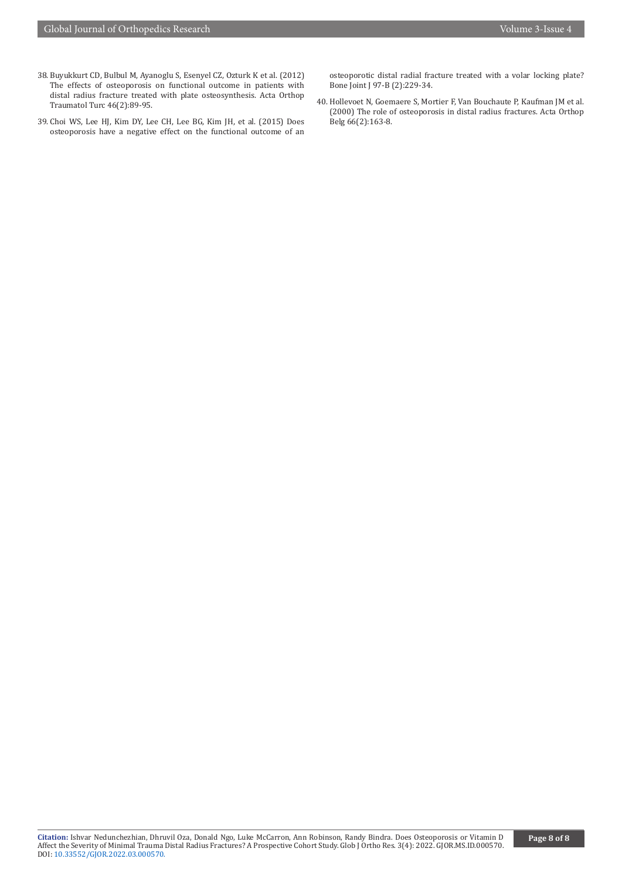38. Buyukkurt CD, Bulbul M, Ayanoglu S, Esenyel CZ, Ozturk K et al. (2012) The effects of osteoporosis on functional outcome in patients with distal radius fracture treated with plate osteosynthesis. Acta Orthop Traumatol Turc 46(2):89-95.
39. Choi WS, Lee HJ, Kim DY, Lee CH, Lee BG, Kim JH, et al. (2015) Does osteoporosis have a negative effect on the functional outcome of an osteoporotic distal radial fracture treated with a volar locking plate? Bone Joint J 97-B (2):229-34.
40. Hollevoet N, Goemaere S, Mortier F, Van Bouchaute P, Kaufman JM et al. (2000) The role of osteoporosis in distal radius fractures. Acta Orthop Belg 66(2):163-8.